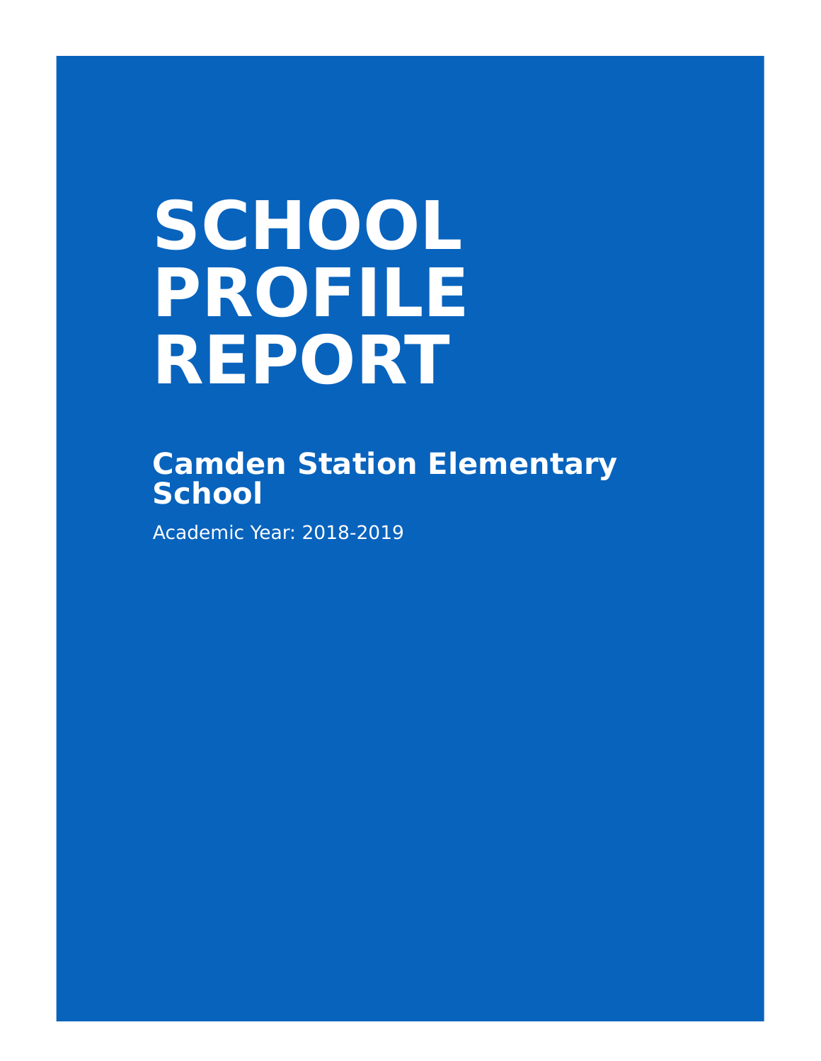# SCHOOL PROFILE REPORT

## Camden Station Elementary School

Academic Year: 2018-2019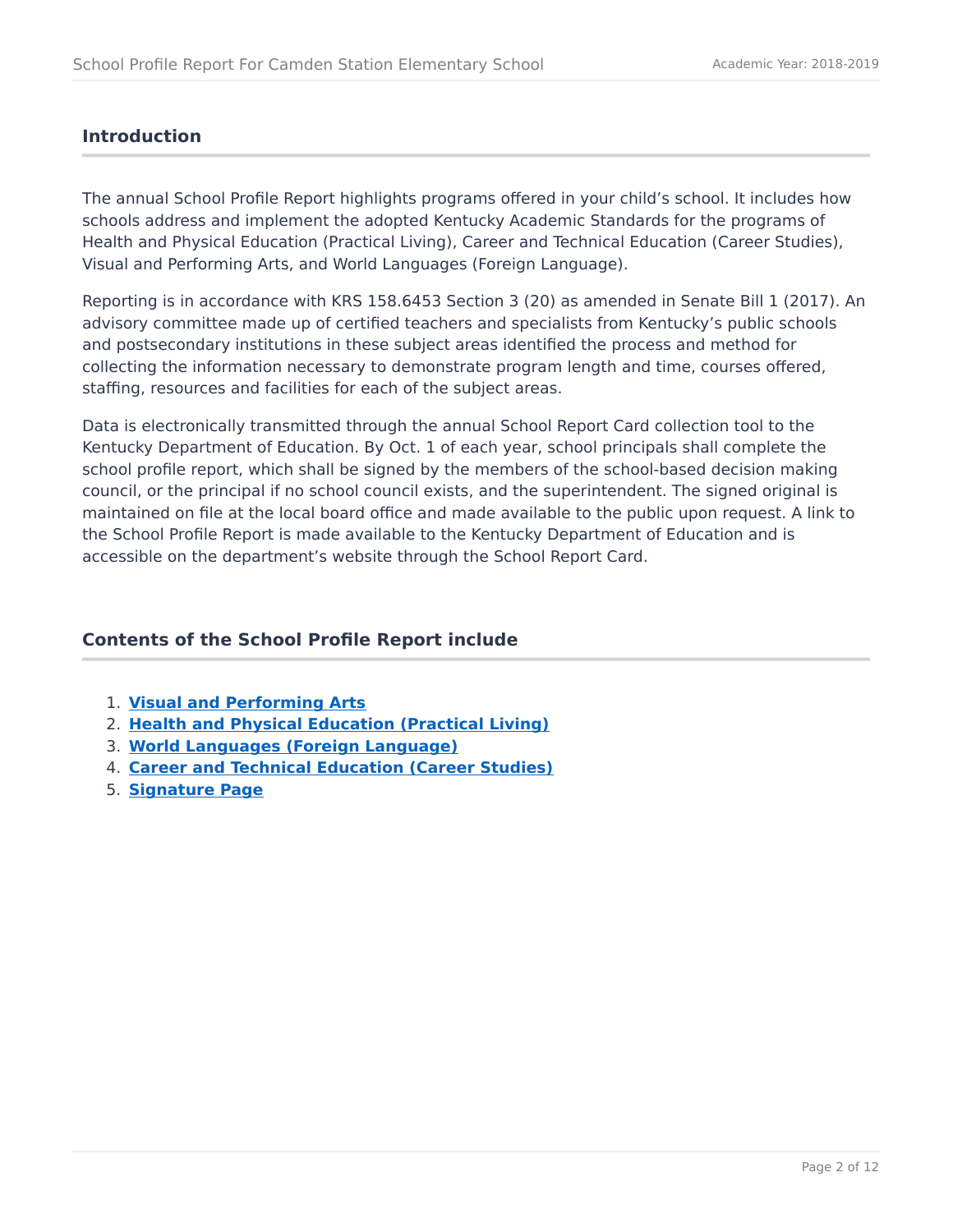## Introduction

The annual School Profile Report highlights programs offered in your child's school. It includes how schools address and implement the adopted Kentucky Academic Standards for the programs of Health and Physical Education (Practical Living), Career and Technical Education (Career Studies), Visual and Performing Arts, and World Languages (Foreign Language).

Reporting is in accordance with KRS 158.6453 Section 3 (20) as amended in Senate Bill 1 (2017). An advisory committee made up of certified teachers and specialists from Kentucky's public schools and postsecondary institutions in these subject areas identified the process and method for collecting the information necessary to demonstrate program length and time, courses offered, staffing, resources and facilities for each of the subject areas.

Data is electronically transmitted through the annual School Report Card collection tool to the Kentucky Department of Education. By Oct. 1 of each year, school principals shall complete the school profile report, which shall be signed by the members of the school-based decision making council, or the principal if no school council exists, and the superintendent. The signed original is maintained on file at the local board office and made available to the public upon request. A link to the School Profile Report is made available to the Kentucky Department of Education and is accessible on the department's website through the School Report Card.

## Contents of the School Profile Report include

1. **Visual and Performing Arts**
2. **Health and Physical Education (Practical Living)**
3. **World Languages (Foreign Language)**
4. **Career and Technical Education (Career Studies)**
5. **Signature Page**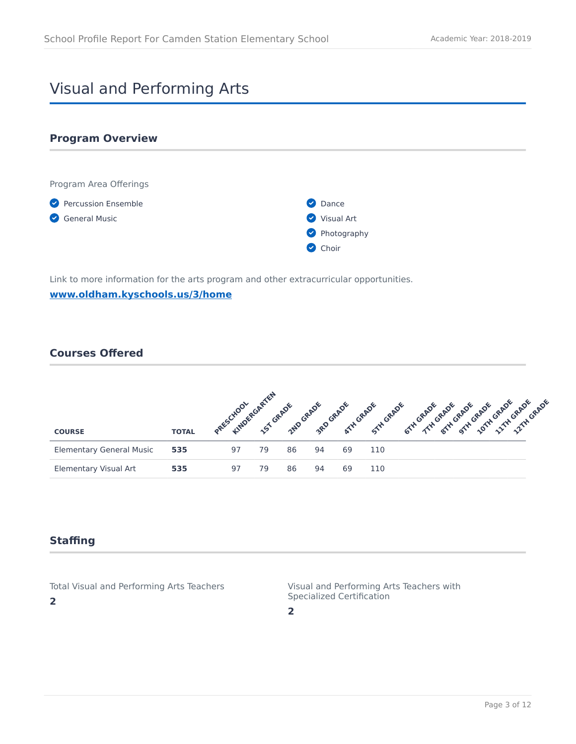# Visual and Performing Arts

## Program Overview

Program Area Offerings

- Percussion Ensemble
- General Music
- Dance
- Visual Art
- Photography
- Choir

Link to more information for the arts program and other extracurricular opportunities.

**[www.oldham.kyschools.us/3/home](www.oldham.kyschools.us/3/home)**

## Courses Offered

| COURSE | TOTAL | PRESCHOOL | KINDERGARTEN | 1ST GRADE | 2ND GRADE | 3RD GRADE | 4TH GRADE | 5TH GRADE | 6TH GRADE | 7TH GRADE | 8TH GRADE | 9TH GRADE | 10TH GRADE | 11TH GRADE | 12TH GRADE |
|---|---|---|---|---|---|---|---|---|---|---|---|---|---|---|---|
| Elementary General Music | **535** | | 97 | 79 | 86 | 94 | 69 | 110 | | | | | | | |
| Elementary Visual Art | **535** | | 97 | 79 | 86 | 94 | 69 | 110 | | | | | | | |

## Staffing

Total Visual and Performing Arts Teachers

**2**

Visual and Performing Arts Teachers with Specialized Certification

**2**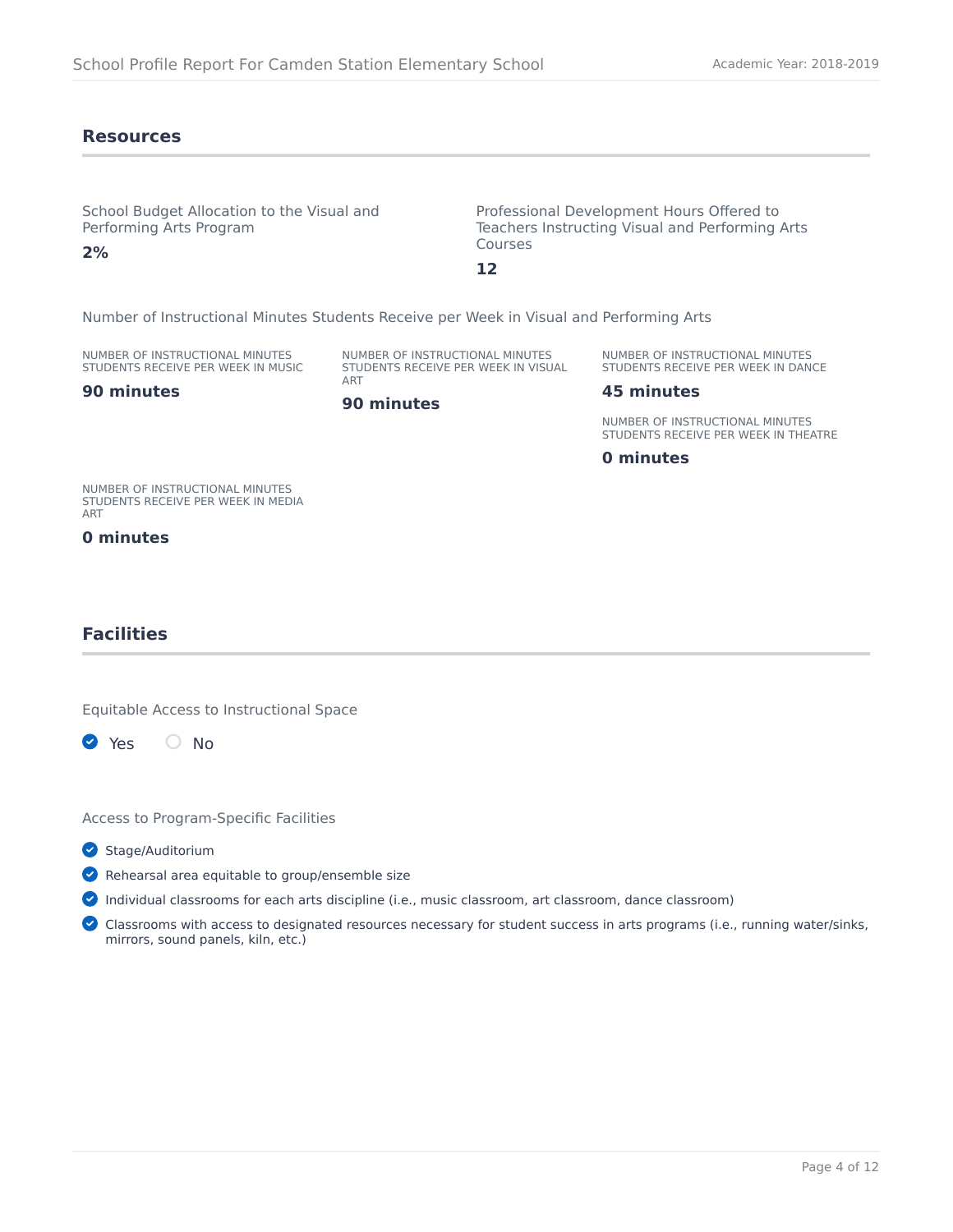## Resources

School Budget Allocation to the Visual and Performing Arts Program

**2%**

Professional Development Hours Offered to Teachers Instructing Visual and Performing Arts Courses

**12**

Number of Instructional Minutes Students Receive per Week in Visual and Performing Arts

NUMBER OF INSTRUCTIONAL MINUTES STUDENTS RECEIVE PER WEEK IN MUSIC

**90 minutes**

NUMBER OF INSTRUCTIONAL MINUTES STUDENTS RECEIVE PER WEEK IN VISUAL ART

**90 minutes**

NUMBER OF INSTRUCTIONAL MINUTES STUDENTS RECEIVE PER WEEK IN DANCE

**45 minutes**

NUMBER OF INSTRUCTIONAL MINUTES STUDENTS RECEIVE PER WEEK IN THEATRE

**0 minutes**

NUMBER OF INSTRUCTIONAL MINUTES STUDENTS RECEIVE PER WEEK IN MEDIA ART

**0 minutes**

## Facilities

Equitable Access to Instructional Space

- [x] Yes
- [ ] No

Access to Program-Specific Facilities

- [x] Stage/Auditorium
- [x] Rehearsal area equitable to group/ensemble size
- [x] Individual classrooms for each arts discipline (i.e., music classroom, art classroom, dance classroom)
- [x] Classrooms with access to designated resources necessary for student success in arts programs (i.e., running water/sinks, mirrors, sound panels, kiln, etc.)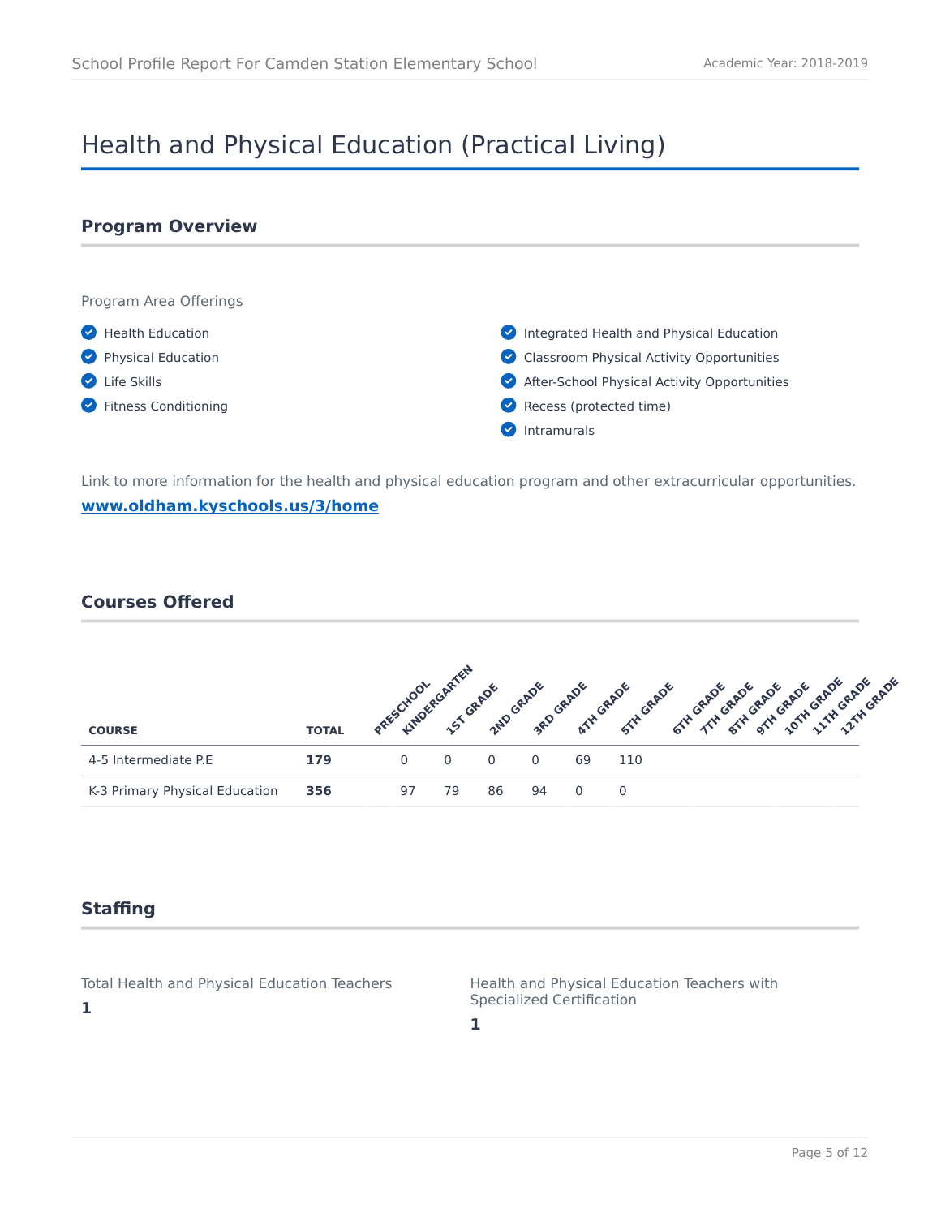# Health and Physical Education (Practical Living)

## Program Overview

Program Area Offerings

- Health Education
- Physical Education
- Life Skills
- Fitness Conditioning
- Integrated Health and Physical Education
- Classroom Physical Activity Opportunities
- After-School Physical Activity Opportunities
- Recess (protected time)
- Intramurals

Link to more information for the health and physical education program and other extracurricular opportunities.

**www.oldham.kyschools.us/3/home**

## Courses Offered

| COURSE | TOTAL | PRESCHOOL | KINDERGARTEN | 1ST GRADE | 2ND GRADE | 3RD GRADE | 4TH GRADE | 5TH GRADE | 6TH GRADE | 7TH GRADE | 8TH GRADE | 9TH GRADE | 10TH GRADE | 11TH GRADE | 12TH GRADE |
|---|---|---|---|---|---|---|---|---|---|---|---|---|---|---|---|
| 4-5 Intermediate P.E | **179** | | 0 | 0 | 0 | 0 | 69 | 110 | | | | | | | |
| K-3 Primary Physical Education | **356** | | 97 | 79 | 86 | 94 | 0 | 0 | | | | | | | |

## Staffing

Total Health and Physical Education Teachers

**1**

Health and Physical Education Teachers with Specialized Certification

**1**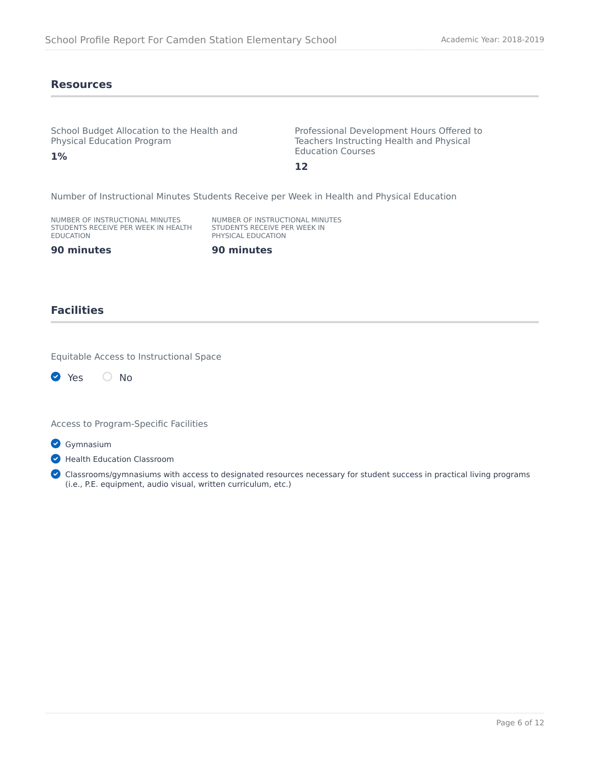## Resources

School Budget Allocation to the Health and Physical Education Program

**1%**

Professional Development Hours Offered to Teachers Instructing Health and Physical Education Courses

**12**

Number of Instructional Minutes Students Receive per Week in Health and Physical Education

| NUMBER OF INSTRUCTIONAL MINUTES STUDENTS RECEIVE PER WEEK IN HEALTH EDUCATION | NUMBER OF INSTRUCTIONAL MINUTES STUDENTS RECEIVE PER WEEK IN PHYSICAL EDUCATION |
| --- | --- |
| **90 minutes** | **90 minutes** |

## Facilities

Equitable Access to Instructional Space

- [x] Yes
- [ ] No

Access to Program-Specific Facilities

- [x] Gymnasium
- [x] Health Education Classroom
- [x] Classrooms/gymnasiums with access to designated resources necessary for student success in practical living programs (i.e., P.E. equipment, audio visual, written curriculum, etc.)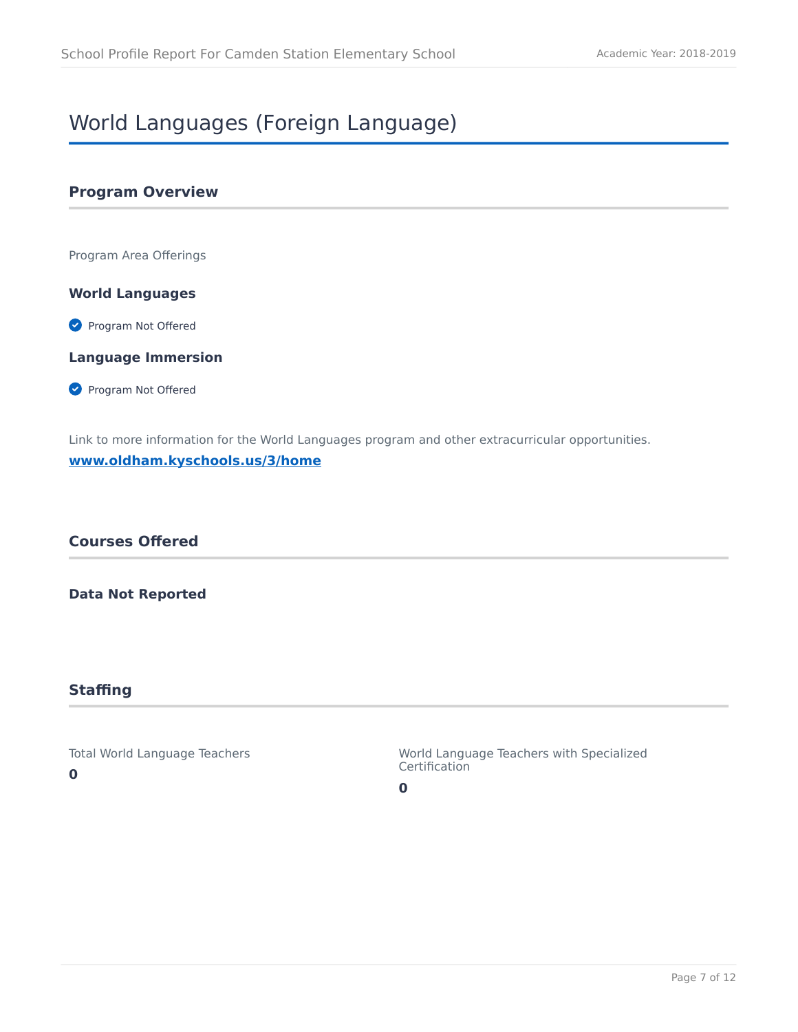# World Languages (Foreign Language)

## Program Overview

Program Area Offerings

### World Languages

- Program Not Offered

### Language Immersion

- Program Not Offered

Link to more information for the World Languages program and other extracurricular opportunities.

**[www.oldham.kyschools.us/3/home](www.oldham.kyschools.us/3/home)**

## Courses Offered

**Data Not Reported**

## Staffing

Total World Language Teachers

**0**

World Language Teachers with Specialized Certification

**0**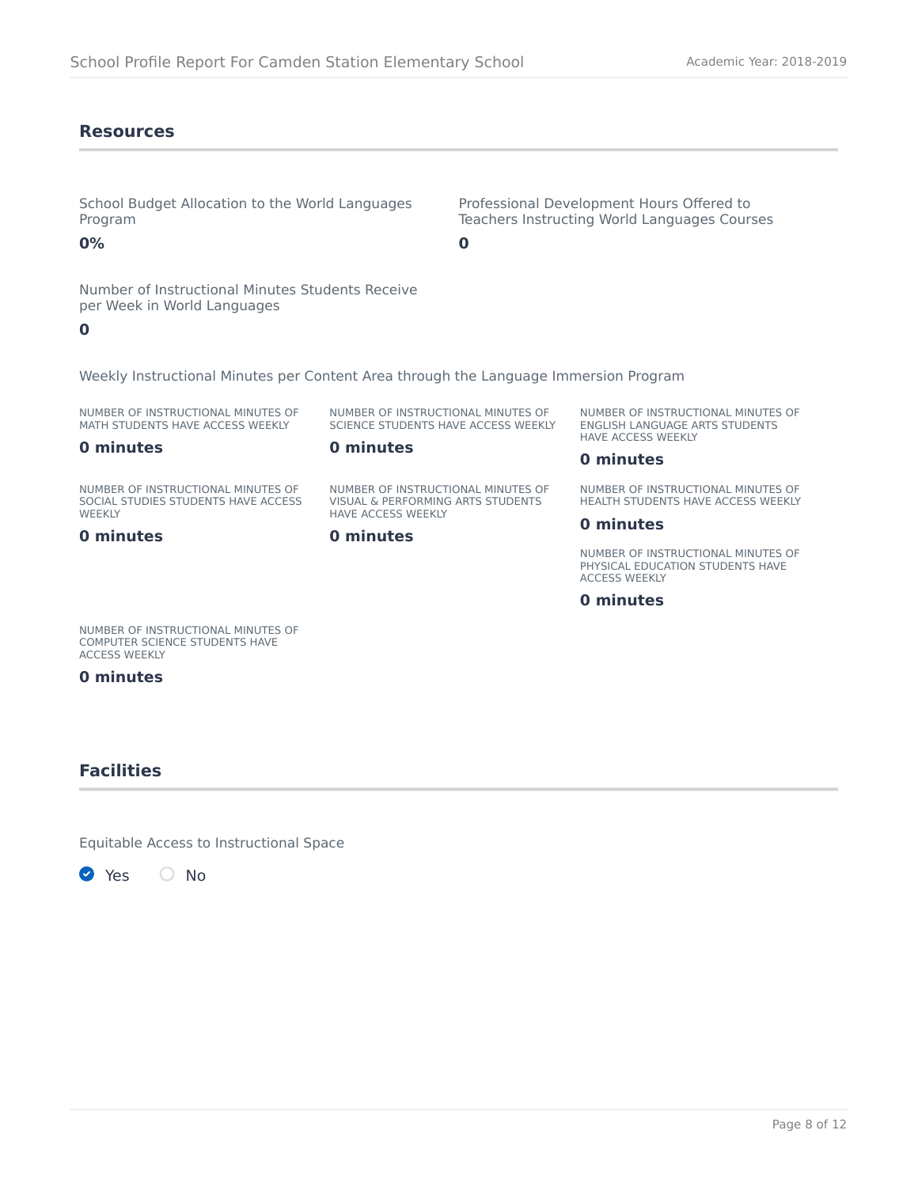## Resources

School Budget Allocation to the World Languages Program

**0%**

Professional Development Hours Offered to Teachers Instructing World Languages Courses

**0**

Number of Instructional Minutes Students Receive per Week in World Languages

**0**

Weekly Instructional Minutes per Content Area through the Language Immersion Program

NUMBER OF INSTRUCTIONAL MINUTES OF MATH STUDENTS HAVE ACCESS WEEKLY

**0 minutes**

NUMBER OF INSTRUCTIONAL MINUTES OF SCIENCE STUDENTS HAVE ACCESS WEEKLY

**0 minutes**

NUMBER OF INSTRUCTIONAL MINUTES OF ENGLISH LANGUAGE ARTS STUDENTS HAVE ACCESS WEEKLY

**0 minutes**

NUMBER OF INSTRUCTIONAL MINUTES OF SOCIAL STUDIES STUDENTS HAVE ACCESS WEEKLY

**0 minutes**

NUMBER OF INSTRUCTIONAL MINUTES OF VISUAL & PERFORMING ARTS STUDENTS HAVE ACCESS WEEKLY

**0 minutes**

NUMBER OF INSTRUCTIONAL MINUTES OF HEALTH STUDENTS HAVE ACCESS WEEKLY

**0 minutes**

NUMBER OF INSTRUCTIONAL MINUTES OF PHYSICAL EDUCATION STUDENTS HAVE ACCESS WEEKLY

**0 minutes**

NUMBER OF INSTRUCTIONAL MINUTES OF COMPUTER SCIENCE STUDENTS HAVE ACCESS WEEKLY

**0 minutes**

## Facilities

Equitable Access to Instructional Space

- [x] Yes
- [ ] No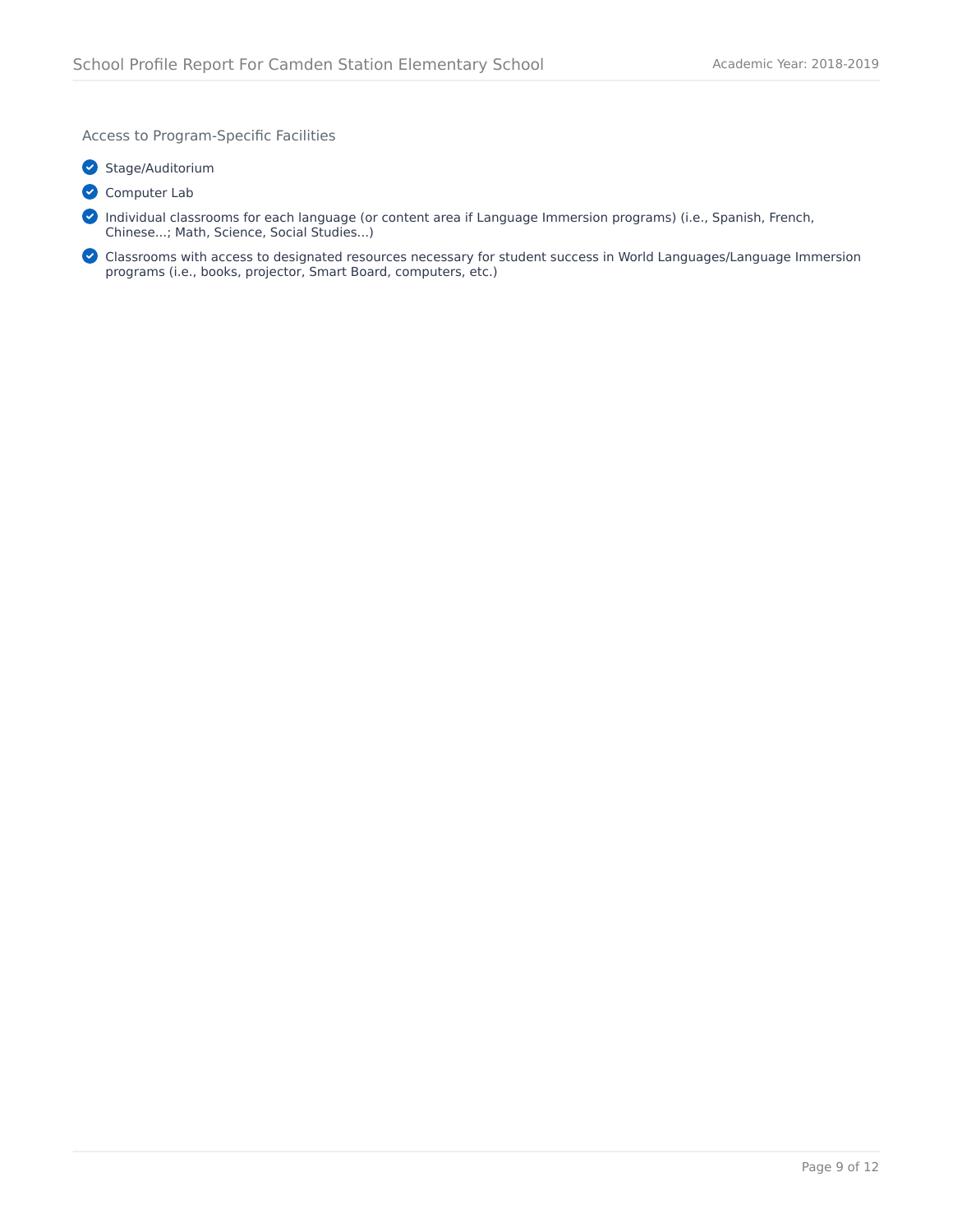### Access to Program-Specific Facilities

- ✔ Stage/Auditorium
- ✔ Computer Lab
- ✔ Individual classrooms for each language (or content area if Language Immersion programs) (i.e., Spanish, French, Chinese...; Math, Science, Social Studies...)
- ✔ Classrooms with access to designated resources necessary for student success in World Languages/Language Immersion programs (i.e., books, projector, Smart Board, computers, etc.)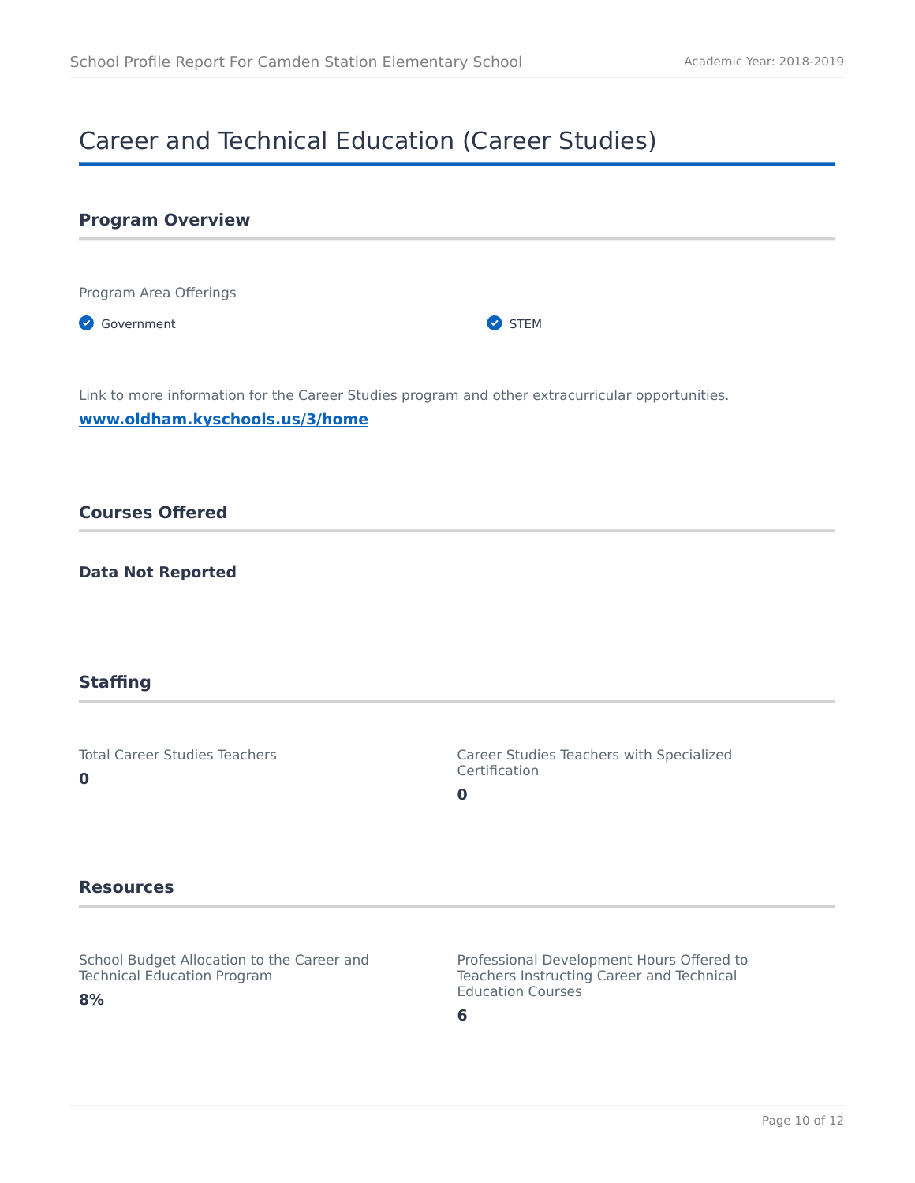# Career and Technical Education (Career Studies)

## Program Overview

Program Area Offerings

- Government
- STEM

Link to more information for the Career Studies program and other extracurricular opportunities.

**[www.oldham.kyschools.us/3/home](www.oldham.kyschools.us/3/home)**

## Courses Offered

**Data Not Reported**

## Staffing

Total Career Studies Teachers

**0**

Career Studies Teachers with Specialized Certification

**0**

## Resources

School Budget Allocation to the Career and Technical Education Program

**8%**

Professional Development Hours Offered to Teachers Instructing Career and Technical Education Courses

**6**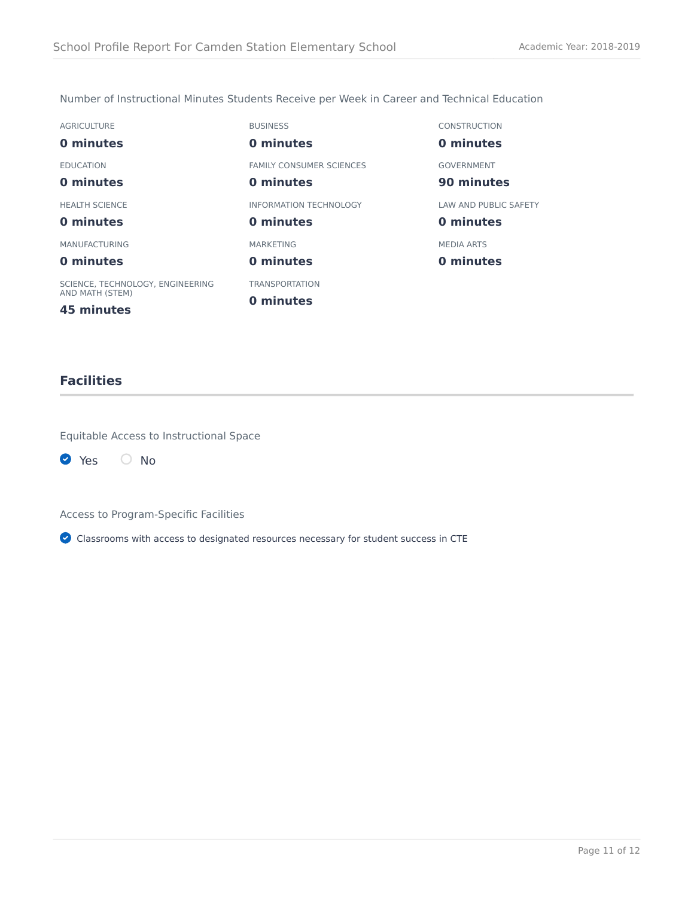Number of Instructional Minutes Students Receive per Week in Career and Technical Education

| AGRICULTURE | BUSINESS | CONSTRUCTION |
| --- | --- | --- |
| **0 minutes** | **0 minutes** | **0 minutes** |
| EDUCATION | FAMILY CONSUMER SCIENCES | GOVERNMENT |
| **0 minutes** | **0 minutes** | **90 minutes** |
| HEALTH SCIENCE | INFORMATION TECHNOLOGY | LAW AND PUBLIC SAFETY |
| **0 minutes** | **0 minutes** | **0 minutes** |
| MANUFACTURING | MARKETING | MEDIA ARTS |
| **0 minutes** | **0 minutes** | **0 minutes** |
| SCIENCE, TECHNOLOGY, ENGINEERING AND MATH (STEM) | TRANSPORTATION | |
| **45 minutes** | **0 minutes** | |

## Facilities

Equitable Access to Instructional Space

- [x] Yes
- [ ] No

Access to Program-Specific Facilities

- [x] Classrooms with access to designated resources necessary for student success in CTE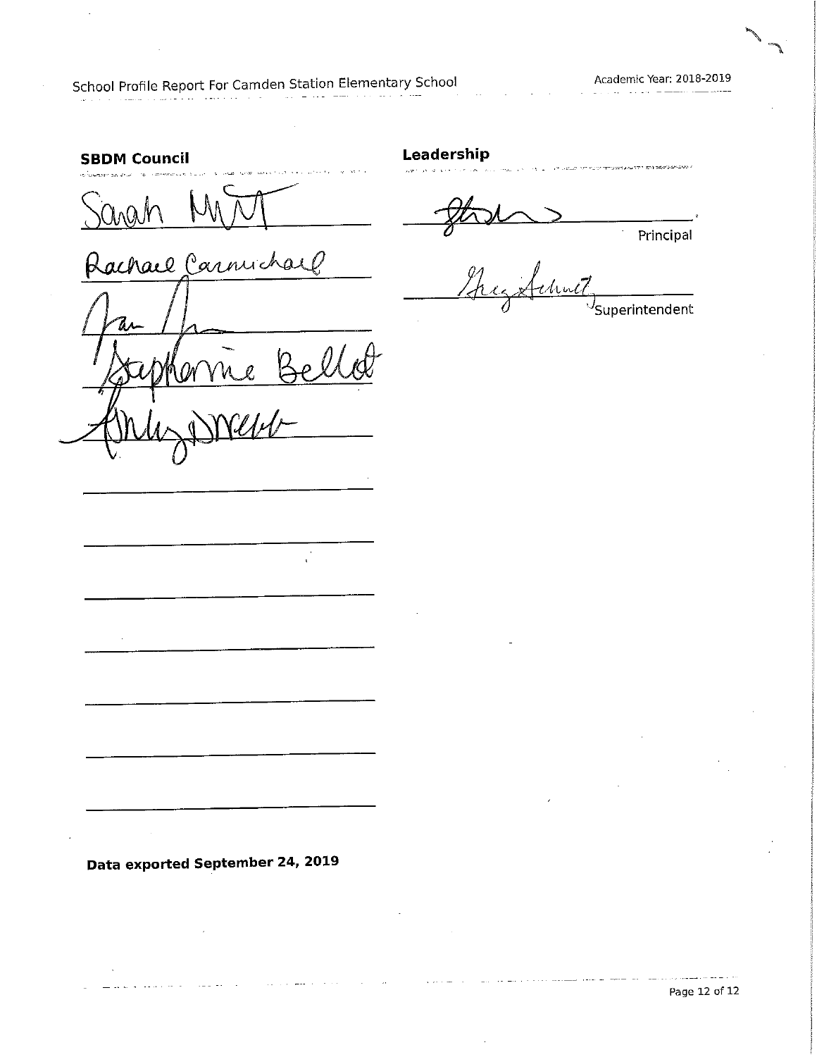## SBDM Council

Sarah M

Rachael Carmichael

Stephanie Bell

## Leadership

\_\_\_\_\_\_\_\_\_\_ Principal

\_\_\_\_\_\_\_\_\_\_ Superintendent

**Data exported September 24, 2019**